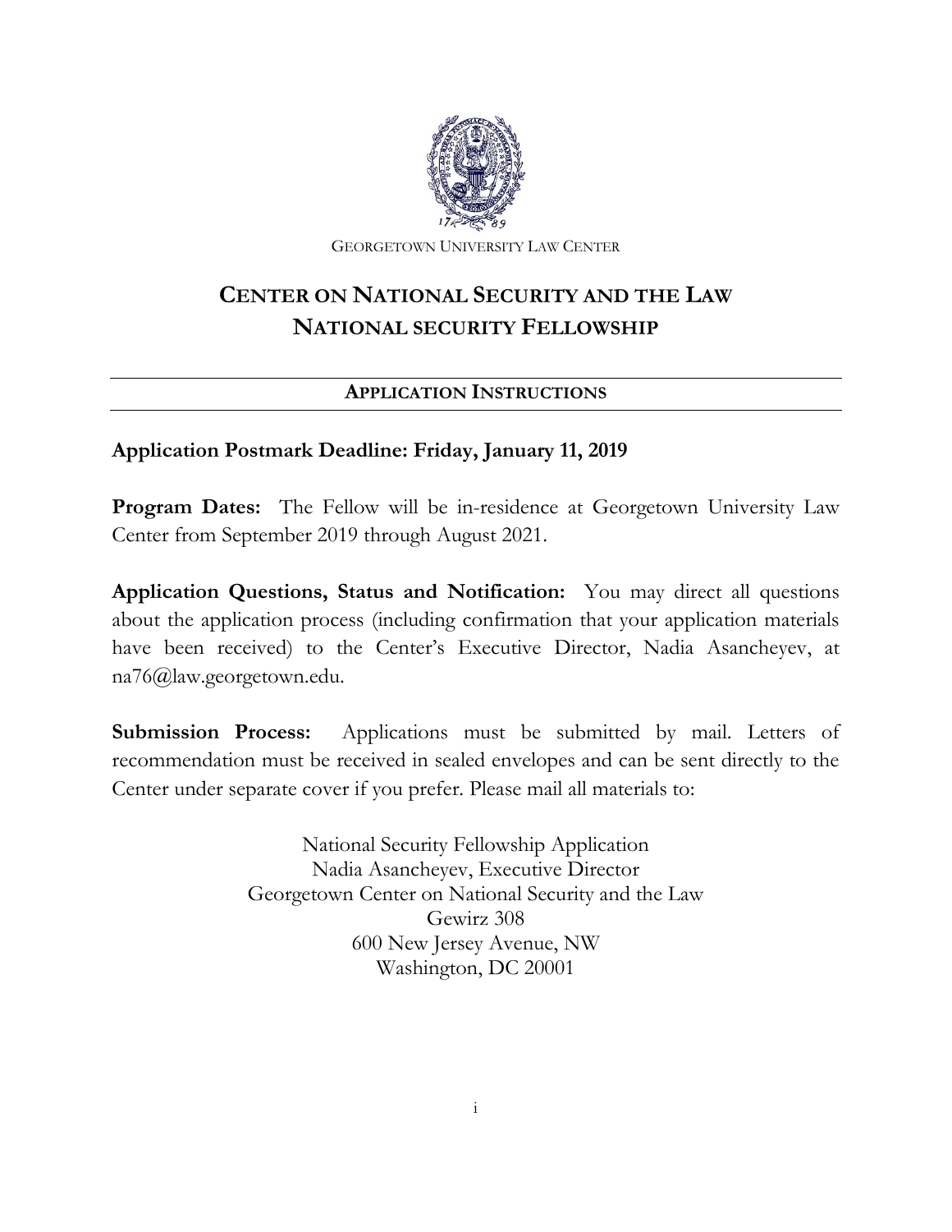GEORGETOWN UNIVERSITY LAW CENTER

# CENTER ON NATIONAL SECURITY AND THE LAW
# NATIONAL SECURITY FELLOWSHIP

## APPLICATION INSTRUCTIONS

**Application Postmark Deadline: Friday, January 11, 2019**

**Program Dates:** The Fellow will be in-residence at Georgetown University Law Center from September 2019 through August 2021.

**Application Questions, Status and Notification:** You may direct all questions about the application process (including confirmation that your application materials have been received) to the Center's Executive Director, Nadia Asancheyev, at na76@law.georgetown.edu.

**Submission Process:** Applications must be submitted by mail. Letters of recommendation must be received in sealed envelopes and can be sent directly to the Center under separate cover if you prefer. Please mail all materials to:

National Security Fellowship Application
Nadia Asancheyev, Executive Director
Georgetown Center on National Security and the Law
Gewirz 308
600 New Jersey Avenue, NW
Washington, DC 20001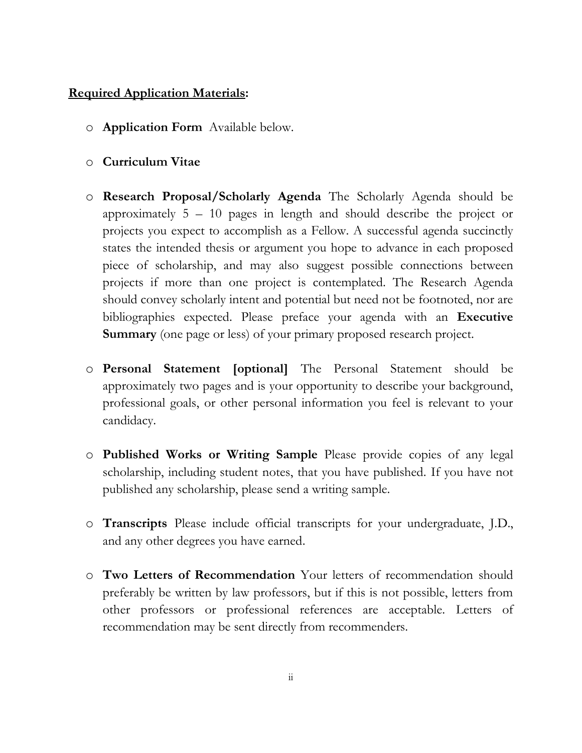**<u>Required Application Materials</u>:**

- **Application Form** Available below.

- **Curriculum Vitae**

- **Research Proposal/Scholarly Agenda** The Scholarly Agenda should be approximately 5 – 10 pages in length and should describe the project or projects you expect to accomplish as a Fellow. A successful agenda succinctly states the intended thesis or argument you hope to advance in each proposed piece of scholarship, and may also suggest possible connections between projects if more than one project is contemplated. The Research Agenda should convey scholarly intent and potential but need not be footnoted, nor are bibliographies expected. Please preface your agenda with an **Executive Summary** (one page or less) of your primary proposed research project.

- **Personal Statement [optional]** The Personal Statement should be approximately two pages and is your opportunity to describe your background, professional goals, or other personal information you feel is relevant to your candidacy.

- **Published Works or Writing Sample** Please provide copies of any legal scholarship, including student notes, that you have published. If you have not published any scholarship, please send a writing sample.

- **Transcripts** Please include official transcripts for your undergraduate, J.D., and any other degrees you have earned.

- **Two Letters of Recommendation** Your letters of recommendation should preferably be written by law professors, but if this is not possible, letters from other professors or professional references are acceptable. Letters of recommendation may be sent directly from recommenders.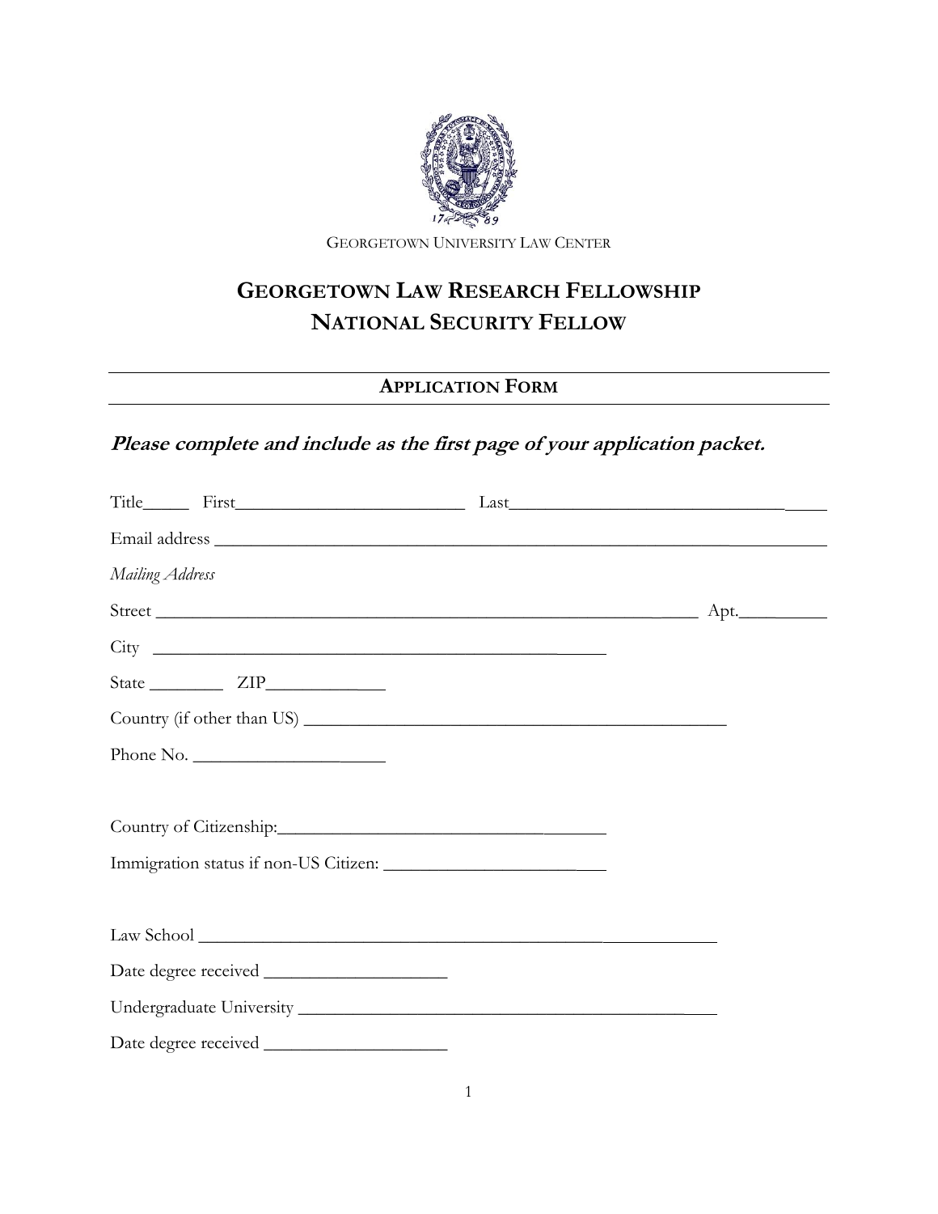GEORGETOWN UNIVERSITY LAW CENTER

# GEORGETOWN LAW RESEARCH FELLOWSHIP
# NATIONAL SECURITY FELLOW

## APPLICATION FORM

***Please complete and include as the first page of your application packet.***

Title_____ First__________________________ Last________________________________

Email address ____________________________________________________________

*Mailing Address*

Street ___________________________________________________________ Apt.__________

City ______________________________________________________

State ________ ZIP______________

Country (if other than US) _______________________________________________

Phone No. _____________________

Country of Citizenship:_____________________________________

Immigration status if non-US Citizen: __________________________

Law School ___________________________________________________________

Date degree received ____________________

Undergraduate University _______________________________________________

Date degree received ____________________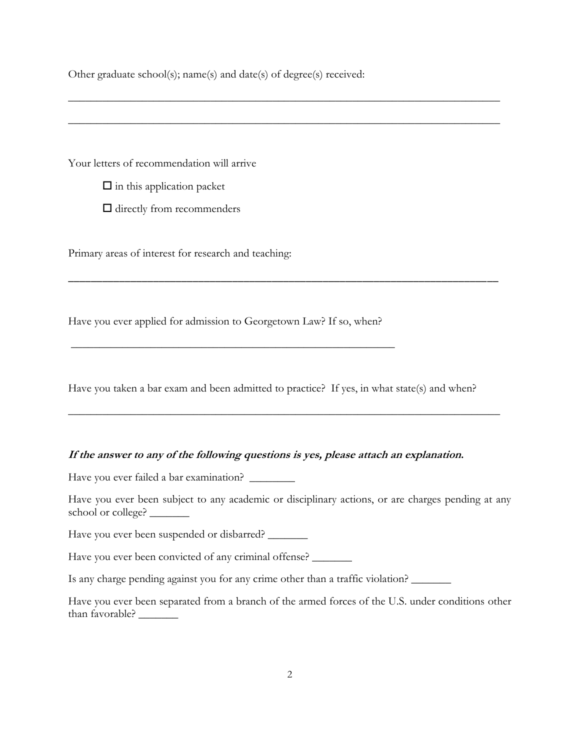Other graduate school(s); name(s) and date(s) of degree(s) received:

_______________________________________________________________________________

_______________________________________________________________________________

Your letters of recommendation will arrive

- ☐ in this application packet
- ☐ directly from recommenders

Primary areas of interest for research and teaching:

_______________________________________________________________________________

Have you ever applied for admission to Georgetown Law? If so, when?

___________________________________________________________

Have you taken a bar exam and been admitted to practice? If yes, in what state(s) and when?

_______________________________________________________________________________

***If the answer to any of the following questions is yes, please attach an explanation.***

Have you ever failed a bar examination? ________

Have you ever been subject to any academic or disciplinary actions, or are charges pending at any school or college? _______

Have you ever been suspended or disbarred? _______

Have you ever been convicted of any criminal offense? _______

Is any charge pending against you for any crime other than a traffic violation? _______

Have you ever been separated from a branch of the armed forces of the U.S. under conditions other than favorable? _______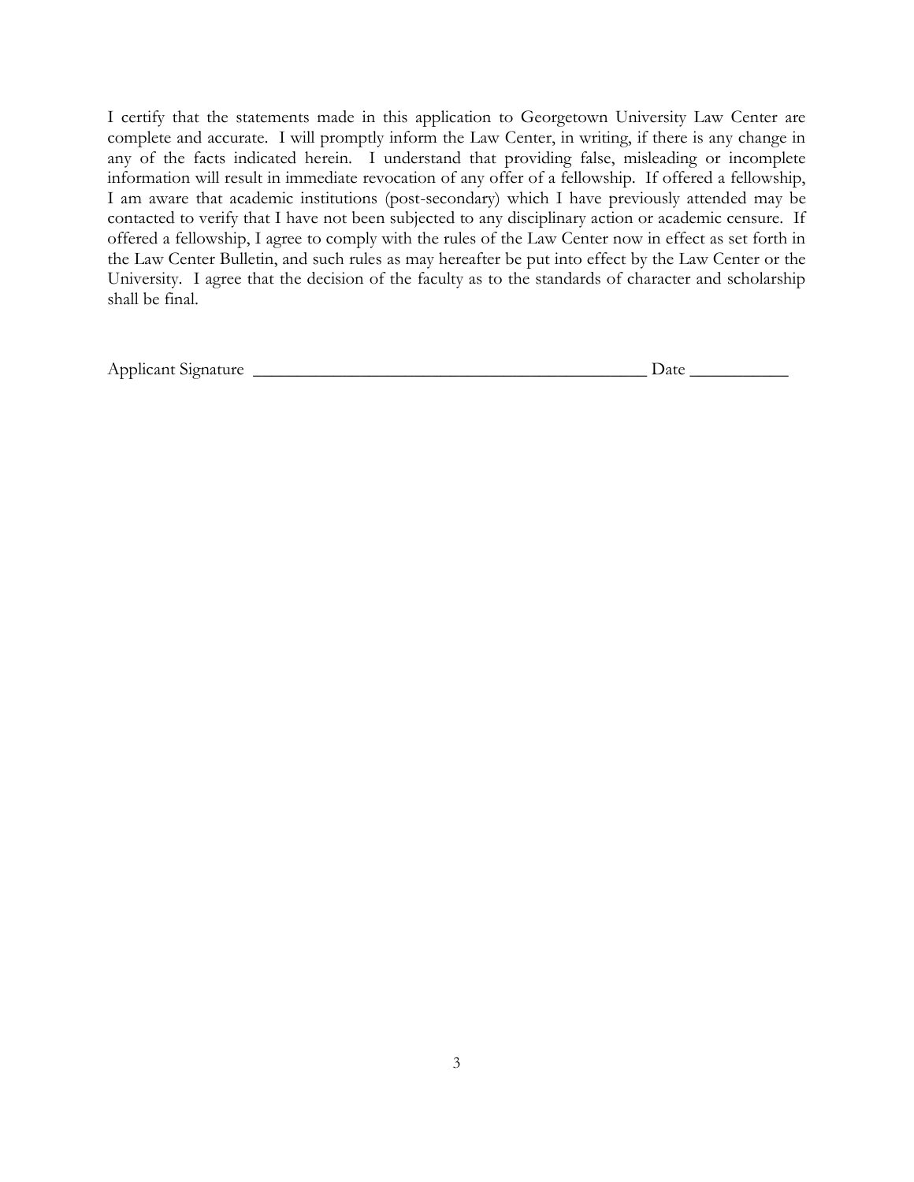I certify that the statements made in this application to Georgetown University Law Center are complete and accurate. I will promptly inform the Law Center, in writing, if there is any change in any of the facts indicated herein. I understand that providing false, misleading or incomplete information will result in immediate revocation of any offer of a fellowship. If offered a fellowship, I am aware that academic institutions (post-secondary) which I have previously attended may be contacted to verify that I have not been subjected to any disciplinary action or academic censure. If offered a fellowship, I agree to comply with the rules of the Law Center now in effect as set forth in the Law Center Bulletin, and such rules as may hereafter be put into effect by the Law Center or the University. I agree that the decision of the faculty as to the standards of character and scholarship shall be final.

Applicant Signature ____________________________________________ Date ___________